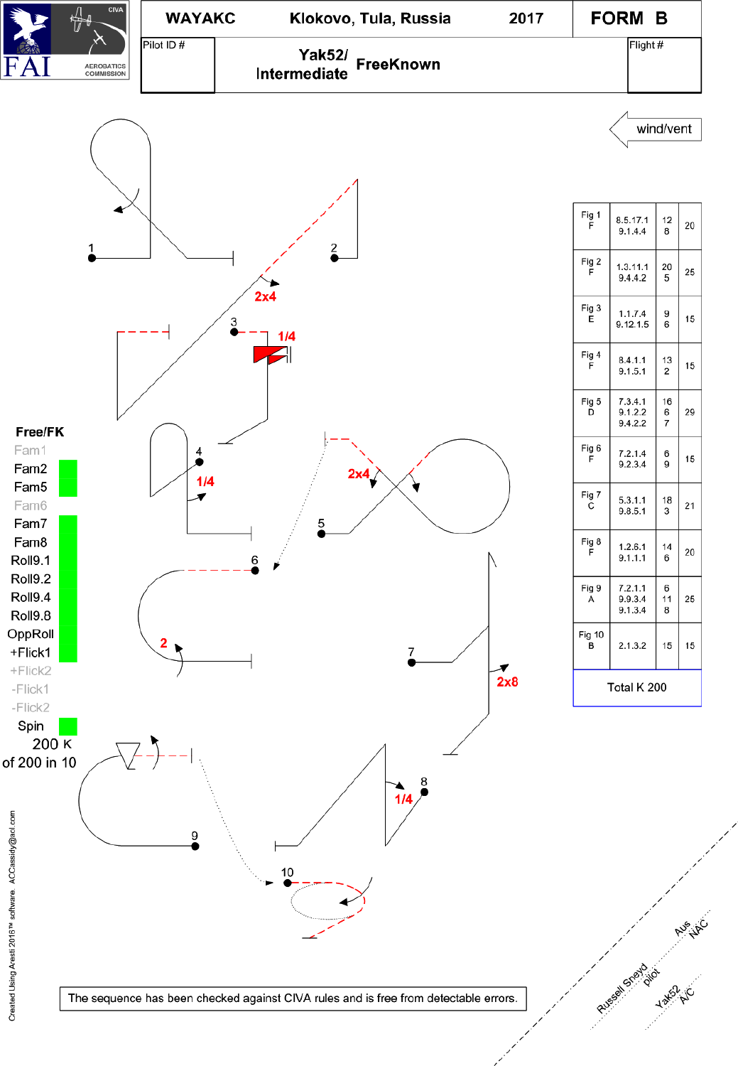FAI CIVA AEROBATICS COMMISSION

| WAYAKC | Klokovo, Tula, Russia | 2017 | FORM B |
|---|---|---|---|
| Pilot ID # | Yak52/ Intermediate FreeKnown | | Flight # |

wind/vent

1 2 3 4 5 6 7 8 9 10

2x4 1/4 1/4 2x4 2 2x8 1/4

| Fig | Catalogue | K | Total |
|---|---|---|---|
| Fig 1 F | 8.5.17.1 9.1.4.4 | 12 8 | 20 |
| Fig 2 F | 1.3.11.1 9.4.4.2 | 20 5 | 25 |
| Fig 3 E | 1.1.7.4 9.12.1.5 | 9 6 | 15 |
| Fig 4 F | 8.4.1.1 9.1.5.1 | 13 2 | 15 |
| Fig 5 D | 7.3.4.1 9.1.2.2 9.4.2.2 | 16 6 7 | 29 |
| Fig 6 F | 7.2.1.4 9.2.3.4 | 6 9 | 15 |
| Fig 7 C | 5.3.1.1 9.8.5.1 | 18 3 | 21 |
| Fig 8 F | 1.2.6.1 9.1.1.1 | 14 6 | 20 |
| Fig 9 A | 7.2.1.1 9.9.3.4 9.1.3.4 | 6 11 8 | 25 |
| Fig 10 B | 2.1.3.2 | 15 | 15 |
| Total K 200 | | | |

**Free/FK**

- Fam1
- Fam2
- Fam5
- Fam6
- Fam7
- Fam8
- Roll9.1
- Roll9.2
- Roll9.4
- Roll9.8
- OppRoll
- +Flick1
- +Flick2
- -Flick1
- -Flick2
- Spin

200 K
of 200 in 10

Created Using Aresti 2016™ software. ACCassidy@aol.com

The sequence has been checked against CIVA rules and is free from detectable errors.

Russell Sneyd pilot

Aus NAC

Yak52 A/C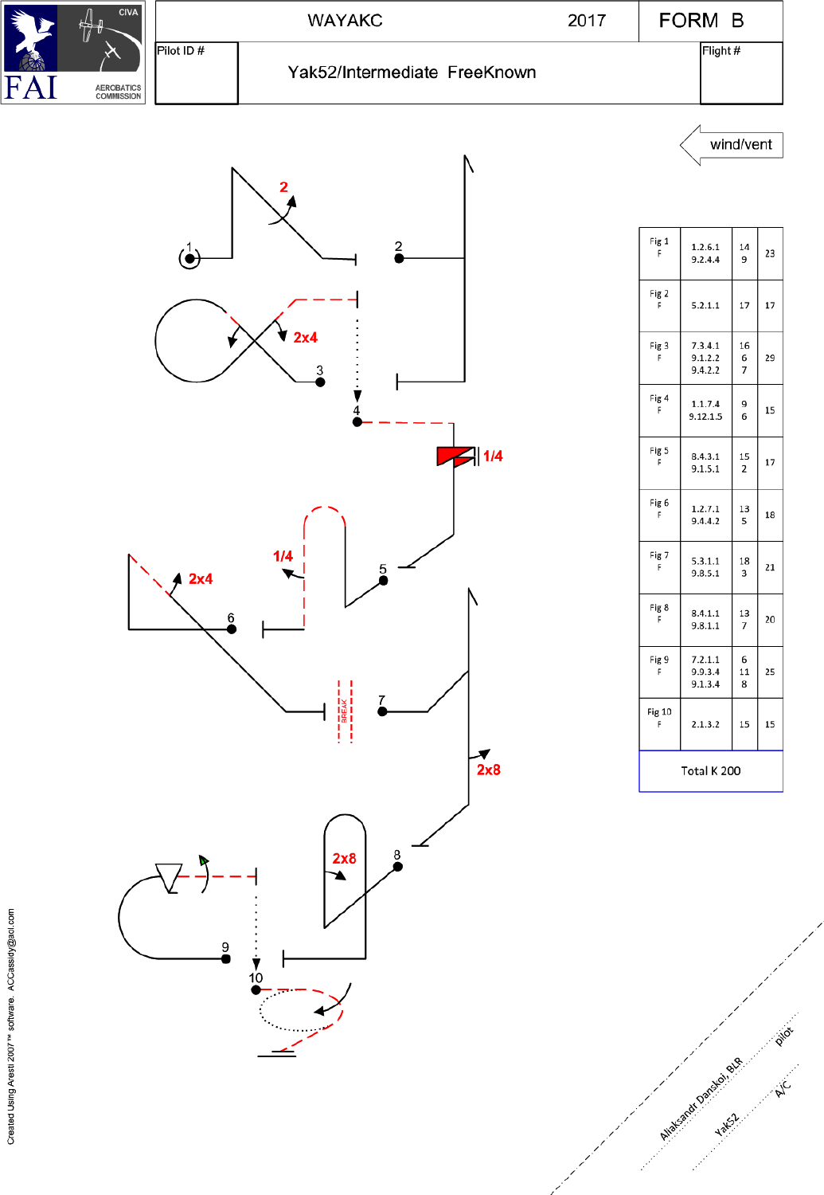# WAYAKC 2017 FORM B

Pilot ID #

Yak52/Intermediate FreeKnown

Flight #

wind/vent

| Fig | Catalog | K | Total |
|---|---|---|---|
| Fig 1 F | 1.2.6.1<br>9.2.4.4 | 14<br>9 | 23 |
| Fig 2 F | 5.2.1.1 | 17 | 17 |
| Fig 3 F | 7.3.4.1<br>9.1.2.2<br>9.4.2.2 | 16<br>6<br>7 | 29 |
| Fig 4 F | 1.1.7.4<br>9.12.1.5 | 9<br>6 | 15 |
| Fig 5 F | 8.4.3.1<br>9.1.5.1 | 15<br>2 | 17 |
| Fig 6 F | 1.2.7.1<br>9.4.4.2 | 13<br>5 | 18 |
| Fig 7 F | 5.3.1.1<br>9.8.5.1 | 18<br>3 | 21 |
| Fig 8 F | 8.4.1.1<br>9.8.1.1 | 13<br>7 | 20 |
| Fig 9 F | 7.2.1.1<br>9.9.3.4<br>9.1.3.4 | 6<br>11<br>8 | 25 |
| Fig 10 F | 2.1.3.2 | 15 | 15 |
| Total K 200 | | | |

Aliaksandr Danskoi, BLR — pilot

Yak52 — A/C

Created Using Aresti 2007™ software. ACCassidy@aol.com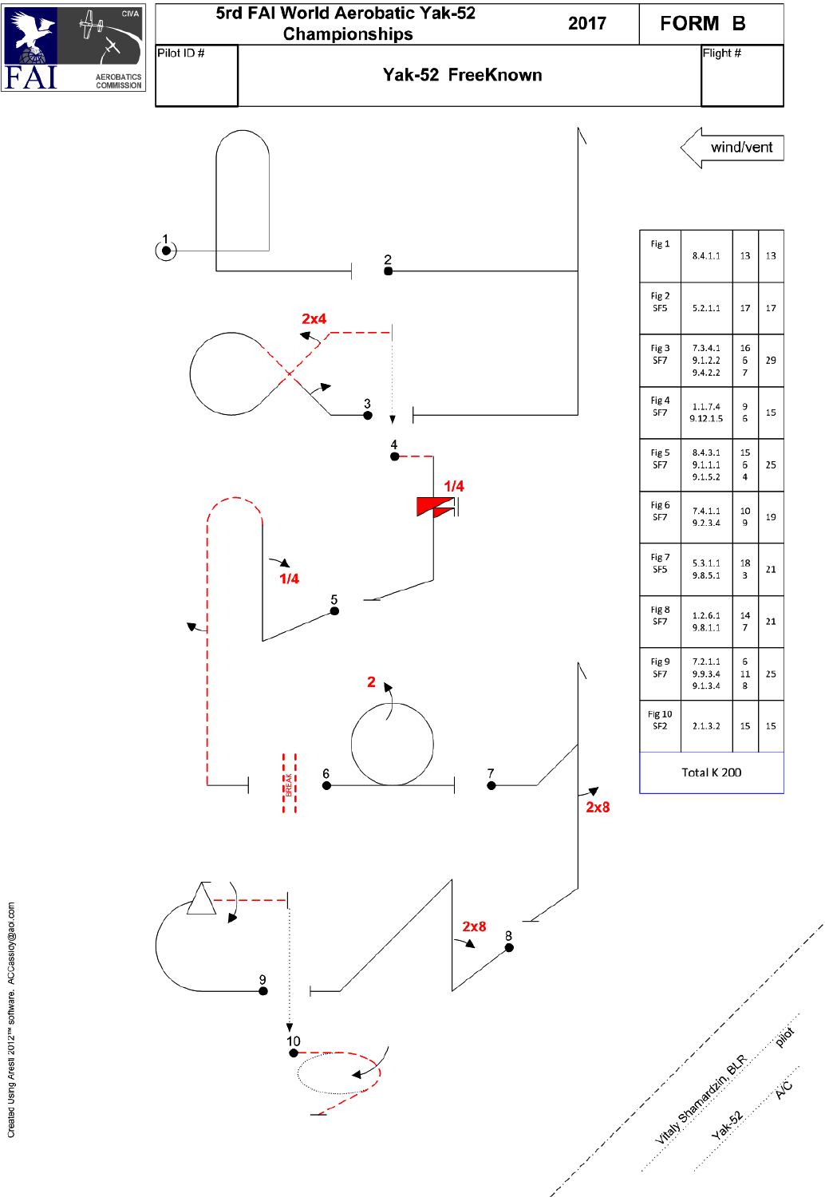# 5rd FAI World Aerobatic Yak-52 Championships 2017

## FORM B

Pilot ID #

**Yak-52 FreeKnown**

Flight #

wind/vent

| Figure | Catalogue | K | Total |
|---|---|---|---|
| Fig 1 | 8.4.1.1 | 13 | 13 |
| Fig 2 SF5 | 5.2.1.1 | 17 | 17 |
| Fig 3 SF7 | 7.3.4.1<br>9.1.2.2<br>9.4.2.2 | 16<br>6<br>7 | 29 |
| Fig 4 SF7 | 1.1.7.4<br>9.12.1.5 | 9<br>6 | 15 |
| Fig 5 SF7 | 8.4.3.1<br>9.1.1.1<br>9.1.5.2 | 15<br>6<br>4 | 25 |
| Fig 6 SF7 | 7.4.1.1<br>9.2.3.4 | 10<br>9 | 19 |
| Fig 7 SF5 | 5.3.1.1<br>9.8.5.1 | 18<br>3 | 21 |
| Fig 8 SF7 | 1.2.6.1<br>9.8.1.1 | 14<br>7 | 21 |
| Fig 9 SF7 | 7.2.1.1<br>9.9.3.4<br>9.1.3.4 | 6<br>11<br>8 | 25 |
| Fig 10 SF2 | 2.1.3.2 | 15 | 15 |
| Total K 200 | | | |

1, 2, 3, 4, 5, 6, 7, 8, 9, 10

2x4, 1/4, 1/4, 2, BREAK, 2x8, 2x8

Vitaly Shamardzin, BLR — pilot

Yak-52 — A/C

Created Using AresII 2012™ software. ACCassidy@aol.com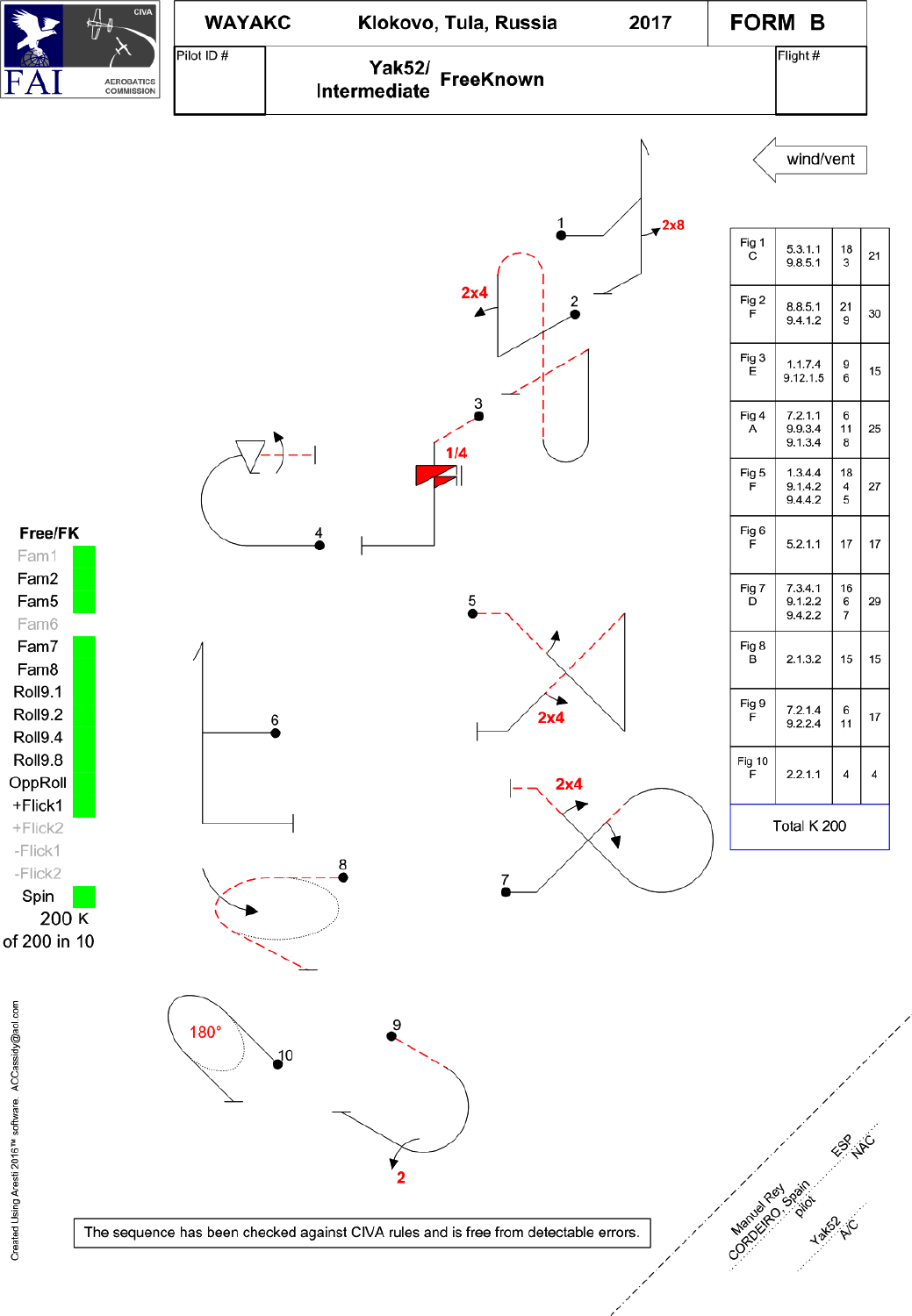| WAYAKC | Klokovo, Tula, Russia | 2017 | FORM B |
|---|---|---|---|

Pilot ID #

**Yak52/ Intermediate** **FreeKnown**

Flight #

wind/vent

1 2x8 2x4 2 3 1/4 4 5 2x4 6 2x4 7 8 9 10 180° 2

| Fig | Catalogue | K | Total |
|---|---|---|---|
| Fig 1 C | 5.3.1.1 9.8.5.1 | 18 3 | 21 |
| Fig 2 F | 8.8.5.1 9.4.1.2 | 21 9 | 30 |
| Fig 3 E | 1.1.7.4 9.12.1.5 | 9 6 | 15 |
| Fig 4 A | 7.2.1.1 9.9.3.4 9.1.3.4 | 6 11 8 | 25 |
| Fig 5 F | 1.3.4.4 9.1.4.2 9.4.4.2 | 18 4 5 | 27 |
| Fig 6 F | 5.2.1.1 | 17 | 17 |
| Fig 7 D | 7.3.4.1 9.1.2.2 9.4.2.2 | 16 6 7 | 29 |
| Fig 8 B | 2.1.3.2 | 15 | 15 |
| Fig 9 F | 7.2.1.4 9.2.2.4 | 6 11 | 17 |
| Fig 10 F | 2.2.1.1 | 4 | 4 |
| Total K 200 | | | |

**Free/FK**

- Fam1
- Fam2
- Fam5
- Fam6
- Fam7
- Fam8
- Roll9.1
- Roll9.2
- Roll9.4
- Roll9.8
- OppRoll
- +Flick1
- +Flick2
- -Flick1
- -Flick2
- Spin

200 K of 200 in 10

The sequence has been checked against CIVA rules and is free from detectable errors.

Manuel Rey CORDEIRO, Spain pilot

ESP NAC

Yak52 A/C

Created Using Aresti 2016™ software. ACCassidy@aol.com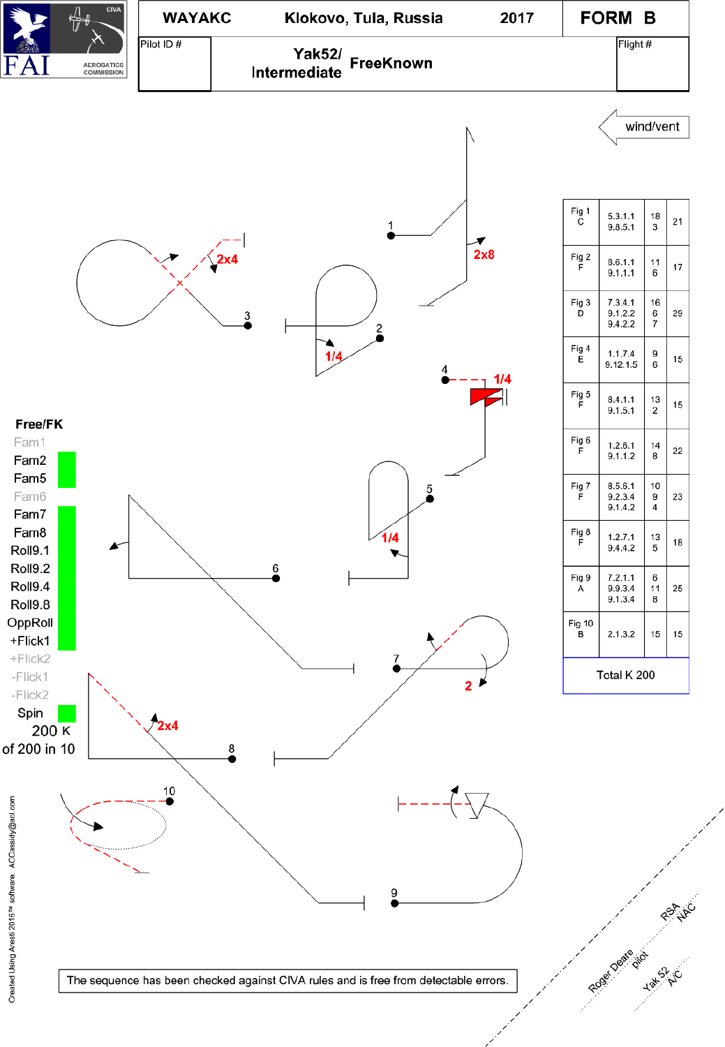| FAI CIVA AEROBATICS COMMISSION | WAYAKC | Klokovo, Tula, Russia | 2017 | FORM B |
|---|---|---|---|---|
| Pilot ID # | Yak52/ Intermediate | FreeKnown | | Flight # |

wind/vent

| Fig | Catalogue | K | Total |
|---|---|---|---|
| Fig 1 C | 5.3.1.1 9.8.5.1 | 18 3 | 21 |
| Fig 2 F | 8.6.1.1 9.1.1.1 | 11 6 | 17 |
| Fig 3 D | 7.3.4.1 9.1.2.2 9.4.2.2 | 16 6 7 | 29 |
| Fig 4 E | 1.1.7.4 9.12.1.5 | 9 6 | 15 |
| Fig 5 F | 8.4.1.1 9.1.5.1 | 13 2 | 15 |
| Fig 6 F | 1.2.6.1 9.1.1.2 | 14 8 | 22 |
| Fig 7 F | 8.5.6.1 9.2.3.4 9.1.4.2 | 10 9 4 | 23 |
| Fig 8 F | 1.2.7.1 9.4.4.2 | 13 5 | 18 |
| Fig 9 A | 7.2.1.1 9.9.3.4 9.1.3.4 | 6 11 8 | 25 |
| Fig 10 B | 2.1.3.2 | 15 | 15 |
| Total K 200 | | | |

**Free/FK**

Fam1
Fam2
Fam5
Fam6
Fam7
Fam8
Roll9.1
Roll9.2
Roll9.4
Roll9.8
OppRoll
+Flick1
+Flick2
-Flick1
-Flick2
Spin
200 K
of 200 in 10

The sequence has been checked against CIVA rules and is free from detectable errors.

Roger Deare pilot
RSA NAC
Yak 52 A/C

Created Using Aresti 2016™ software. ACCassidy@aol.com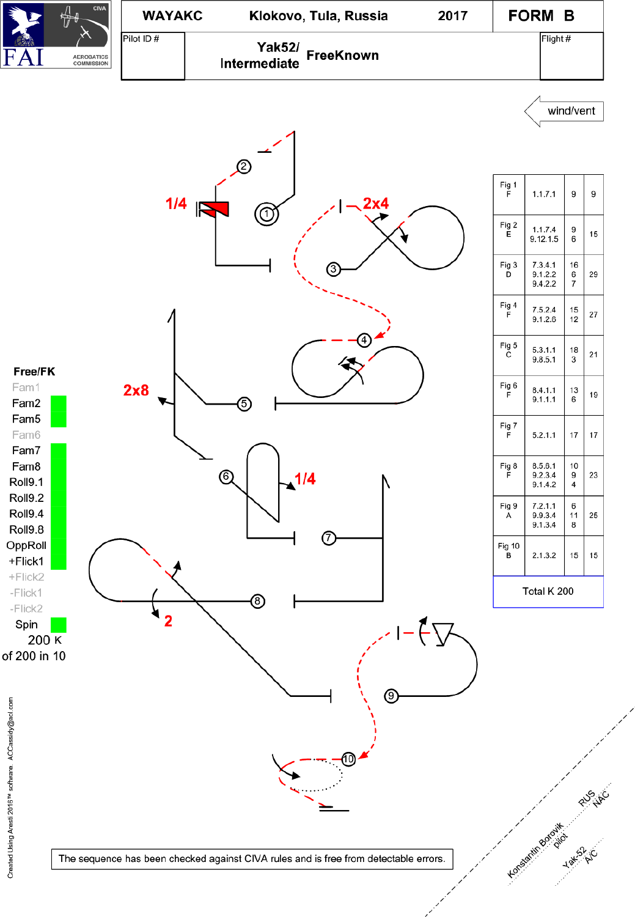| WAYAKC | Klokovo, Tula, Russia | 2017 | FORM B |
|---|---|---|---|
| Pilot ID # | Yak52/ Intermediate FreeKnown | | Flight # |

wind/vent

1/4

2x4

2x8

1/4

2

| Fig | Catalogue | K | Total |
|---|---|---|---|
| Fig 1 F | 1.1.7.1 | 9 | 9 |
| Fig 2 E | 1.1.7.4<br>9.12.1.5 | 9<br>6 | 15 |
| Fig 3 D | 7.3.4.1<br>9.1.2.2<br>9.4.2.2 | 16<br>6<br>7 | 29 |
| Fig 4 F | 7.5.2.4<br>9.1.2.6 | 15<br>12 | 27 |
| Fig 5 C | 5.3.1.1<br>9.8.5.1 | 18<br>3 | 21 |
| Fig 6 F | 8.4.1.1<br>9.1.1.1 | 13<br>6 | 19 |
| Fig 7 F | 5.2.1.1 | 17 | 17 |
| Fig 8 F | 8.5.8.1<br>9.2.3.4<br>9.1.4.2 | 10<br>9<br>4 | 23 |
| Fig 9 A | 7.2.1.1<br>9.9.3.4<br>9.1.3.4 | 6<br>11<br>8 | 25 |
| Fig 10 B | 2.1.3.2 | 15 | 15 |
| Total K 200 | | | |

**Free/FK**

- Fam1
- Fam2
- Fam5
- Fam6
- Fam7
- Fam8
- Roll9.1
- Roll9.2
- Roll9.4
- Roll9.8
- OppRoll
- +Flick1
- +Flick2
- -Flick1
- -Flick2
- Spin

200 K of 200 in 10

The sequence has been checked against CIVA rules and is free from detectable errors.

Created Using Aresti 2016™ software. ACCassidy@aol.com

Konstantin Borovik pilot — RUS NAC — Yak-52 A/C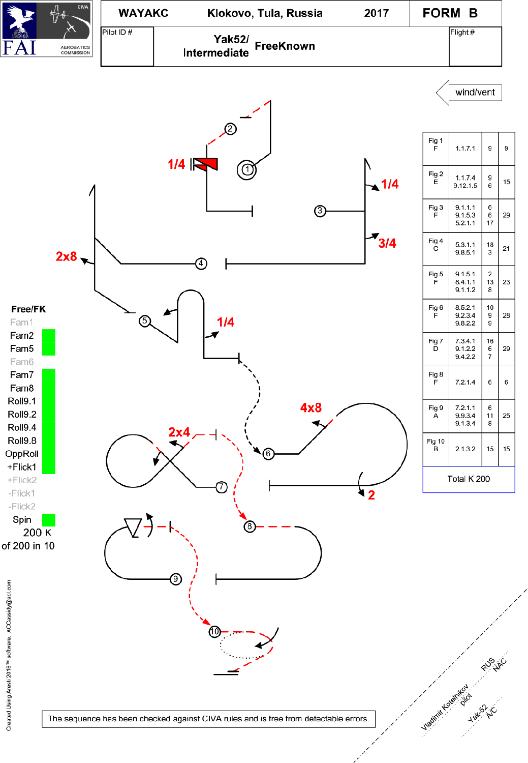| WAYAKC | Klokovo, Tula, Russia | 2017 | FORM B |
|---|---|---|---|
| Pilot ID # | Yak52/ Intermediate FreeKnown | | Flight # |

wind/vent

| Fig | Catalogue | K | Total |
|---|---|---|---|
| Fig 1 F | 1.1.7.1 | 9 | 9 |
| Fig 2 E | 1.1.7.4 9.12.1.5 | 9 6 | 15 |
| Fig 3 F | 9.1.1.1 9.1.5.3 5.2.1.1 | 6 6 17 | 29 |
| Fig 4 C | 5.3.1.1 9.8.5.1 | 18 3 | 21 |
| Fig 5 F | 9.1.5.1 8.4.1.1 9.1.1.2 | 2 13 8 | 23 |
| Fig 6 F | 8.5.2.1 9.2.3.4 9.8.2.2 | 10 9 9 | 28 |
| Fig 7 D | 7.3.4.1 9.1.2.2 9.4.2.2 | 16 6 7 | 29 |
| Fig 8 F | 7.2.1.4 | 6 | 6 |
| Fig 9 A | 7.2.1.1 9.9.3.4 9.1.3.4 | 6 11 8 | 25 |
| Fig 10 B | 2.1.3.2 | 15 | 15 |
| Total K 200 | | | |

**Free/FK**

Fam1
Fam2
Fam5
Fam6
Fam7
Fam8
Roll9.1
Roll9.2
Roll9.4
Roll9.8
OppRoll
+Flick1
+Flick2
-Flick1
-Flick2
Spin

200 K
of 200 in 10

1/4, 1/4, 3/4, 2x8, 1/4, 4x8, 2x4, 2

The sequence has been checked against CIVA rules and is free from detectable errors.

Vladimir Kotelnikov pilot — RUS NAC — Yak-52 A/C

Created Using Aresti 2016™ software. ACCassidy@aol.com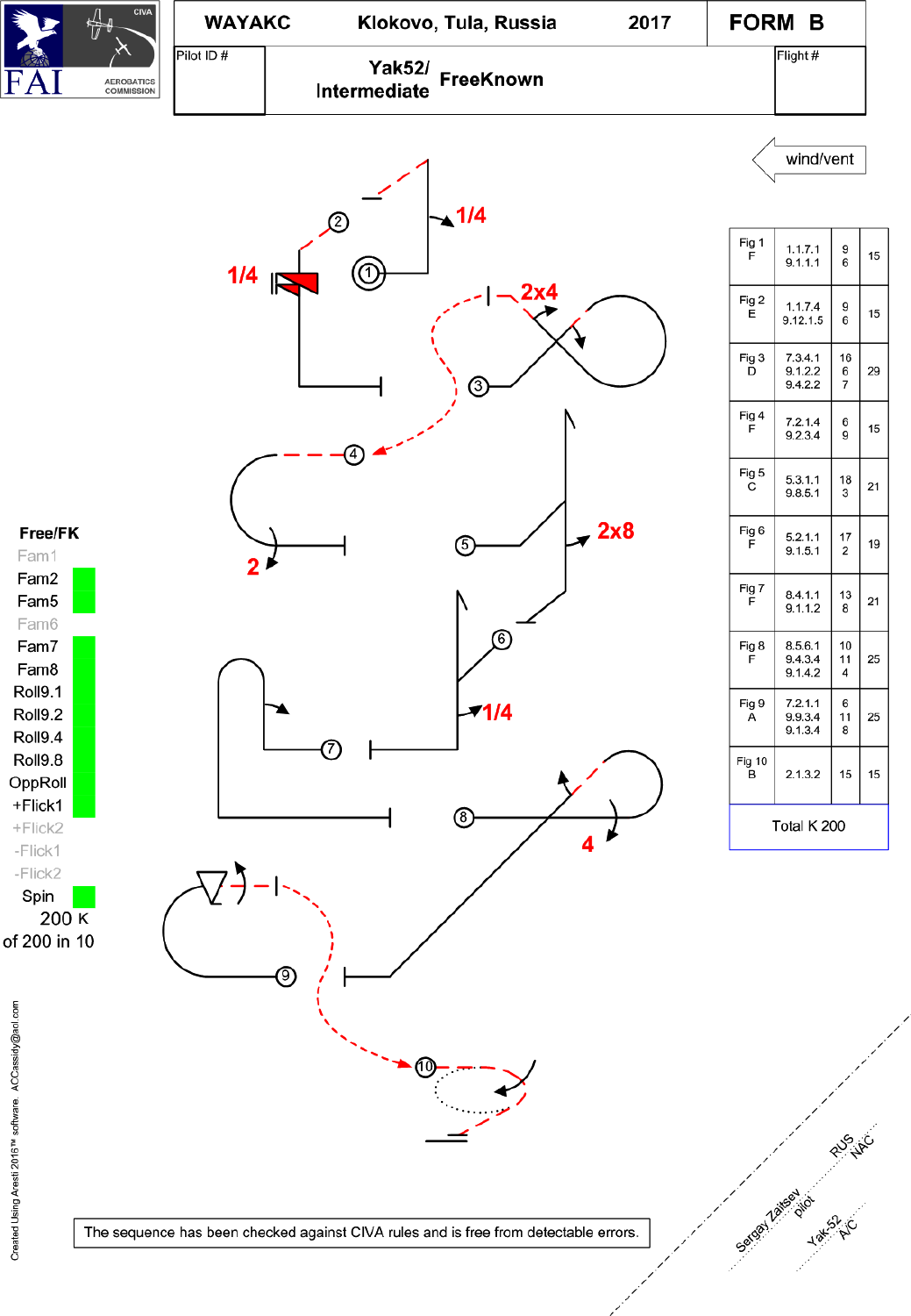| WAYAKC | Klokovo, Tula, Russia | 2017 | FORM B |
|---|---|---|---|

Pilot ID #

**Yak52/ Intermediate** **FreeKnown**

Flight #

wind/vent

| Fig | Catalogue | K | Total |
|---|---|---|---|
| Fig 1 F | 1.1.7.1 9.1.1.1 | 9 6 | 15 |
| Fig 2 E | 1.1.7.4 9.12.1.5 | 9 6 | 15 |
| Fig 3 D | 7.3.4.1 9.1.2.2 9.4.2.2 | 16 6 7 | 29 |
| Fig 4 F | 7.2.1.4 9.2.3.4 | 6 9 | 15 |
| Fig 5 C | 5.3.1.1 9.8.5.1 | 18 3 | 21 |
| Fig 6 F | 5.2.1.1 9.1.5.1 | 17 2 | 19 |
| Fig 7 F | 8.4.1.1 9.1.1.2 | 13 8 | 21 |
| Fig 8 F | 8.5.6.1 9.4.3.4 9.1.4.2 | 10 11 4 | 25 |
| Fig 9 A | 7.2.1.1 9.9.3.4 9.1.3.4 | 6 11 8 | 25 |
| Fig 10 B | 2.1.3.2 | 15 | 15 |
| Total K 200 | | | |

**Free/FK**

Fam1
Fam2
Fam5
Fam6
Fam7
Fam8
Roll9.1
Roll9.2
Roll9.4
Roll9.8
OppRoll
+Flick1
+Flick2
-Flick1
-Flick2
Spin
200 K
of 200 in 10

1/4 1/4 2x4 2 2x8 1/4 4

Created Using Aresti 2015™ software. ACCassidy@aol.com

The sequence has been checked against CIVA rules and is free from detectable errors.

Sergey Zaitsev pilot RUS NAC

Yak-52 A/C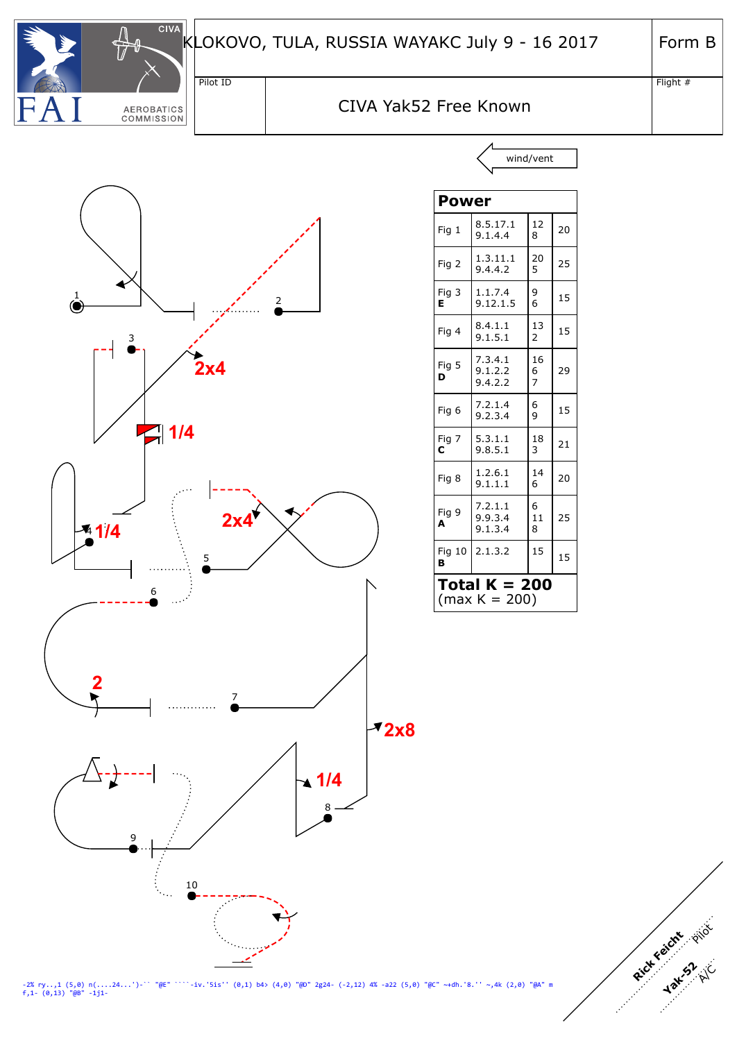KLOKOVO, TULA, RUSSIA WAYAKC July 9 - 16 2017

Form B

Pilot ID

CIVA Yak52 Free Known

Flight #

wind/vent

| Power | | | |
|---|---|---|---|
| Fig 1 | 8.5.17.1<br>9.1.4.4 | 12<br>8 | 20 |
| Fig 2 | 1.3.11.1<br>9.4.4.2 | 20<br>5 | 25 |
| Fig 3<br>**E** | 1.1.7.4<br>9.12.1.5 | 9<br>6 | 15 |
| Fig 4 | 8.4.1.1<br>9.1.5.1 | 13<br>2 | 15 |
| Fig 5<br>**D** | 7.3.4.1<br>9.1.2.2<br>9.4.2.2 | 16<br>6<br>7 | 29 |
| Fig 6 | 7.2.1.4<br>9.2.3.4 | 6<br>9 | 15 |
| Fig 7<br>**C** | 5.3.1.1<br>9.8.5.1 | 18<br>3 | 21 |
| Fig 8 | 1.2.6.1<br>9.1.1.1 | 14<br>6 | 20 |
| Fig 9<br>**A** | 7.2.1.1<br>9.9.3.4<br>9.1.3.4 | 6<br>11<br>8 | 25 |
| Fig 10<br>**B** | 2.1.3.2 | 15 | 15 |

**Total K = 200**
(max K = 200)

1 2 3 4 5 6 7 8 9 10

2x4 1/4 1/4 2x4 2 2x8 1/4

```
-2% ry..,1 (5,0) n(....24...')-`` "@E" ````-iv.'5is'' (0,1) b4> (4,0) "@D" 2g24- (-2,12) 4% -a22 (5,0) "@C" ~+dh.'8.'' ~,4k (2,0) "@A" m
f,1- (0,13) "@B" -1j1-
```

Rick Feicht Pilot

Yak-52 A/C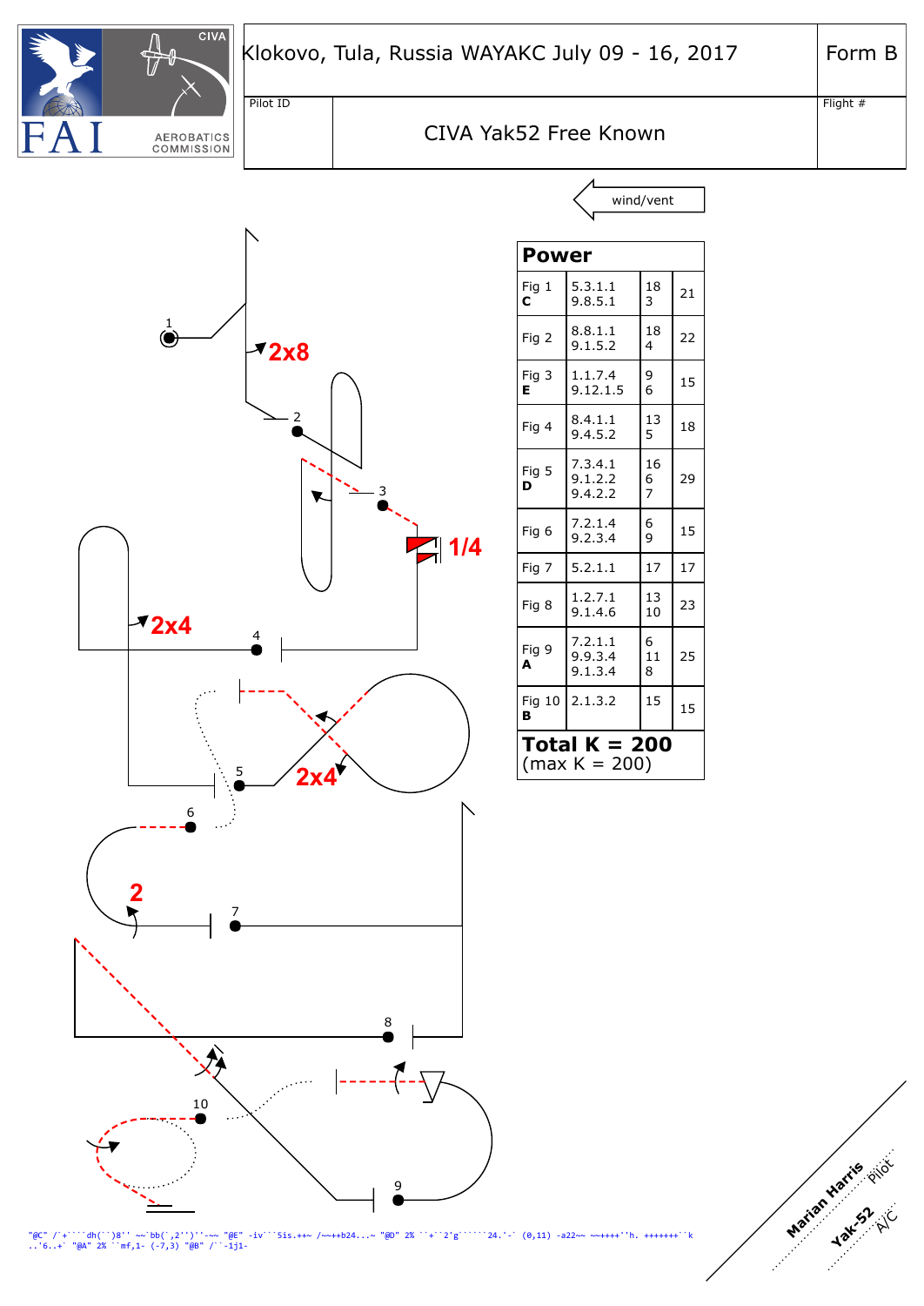Klokovo, Tula, Russia WAYAKC July 09 - 16, 2017

Form B

Pilot ID

CIVA Yak52 Free Known

Flight #

wind/vent

1
2x8
2
3
1/4
2x4
4
5
2x4
6
2
7
8
10
9

| Power | | | |
|---|---|---|---|
| Fig 1 **C** | 5.3.1.1<br>9.8.5.1 | 18<br>3 | 21 |
| Fig 2 | 8.8.1.1<br>9.1.5.2 | 18<br>4 | 22 |
| Fig 3 **E** | 1.1.7.4<br>9.12.1.5 | 9<br>6 | 15 |
| Fig 4 | 8.4.1.1<br>9.4.5.2 | 13<br>5 | 18 |
| Fig 5 **D** | 7.3.4.1<br>9.1.2.2<br>9.4.2.2 | 16<br>6<br>7 | 29 |
| Fig 6 | 7.2.1.4<br>9.2.3.4 | 6<br>9 | 15 |
| Fig 7 | 5.2.1.1 | 17 | 17 |
| Fig 8 | 1.2.7.1<br>9.1.4.6 | 13<br>10 | 23 |
| Fig 9 **A** | 7.2.1.1<br>9.9.3.4<br>9.1.3.4 | 6<br>11<br>8 | 25 |
| Fig 10 **B** | 2.1.3.2 | 15 | 15 |
| **Total K = 200**<br>(max K = 200) | | | |

```
"@C" /`+````dh(``)8'' ~~`bb(`,2'')''-~~ "@E" -iv```5is.++~ /~~++b24...~ "@D" 2% ``+``2'g``````24.'-` (0,11) -a22~~ ~~++++''h. +++++++``k
..'6..+` "@A" 2% ``mf,1- (-7,3) "@B" /``-1j1-
```

Marian Harris Pilot

Yak-52 A/C